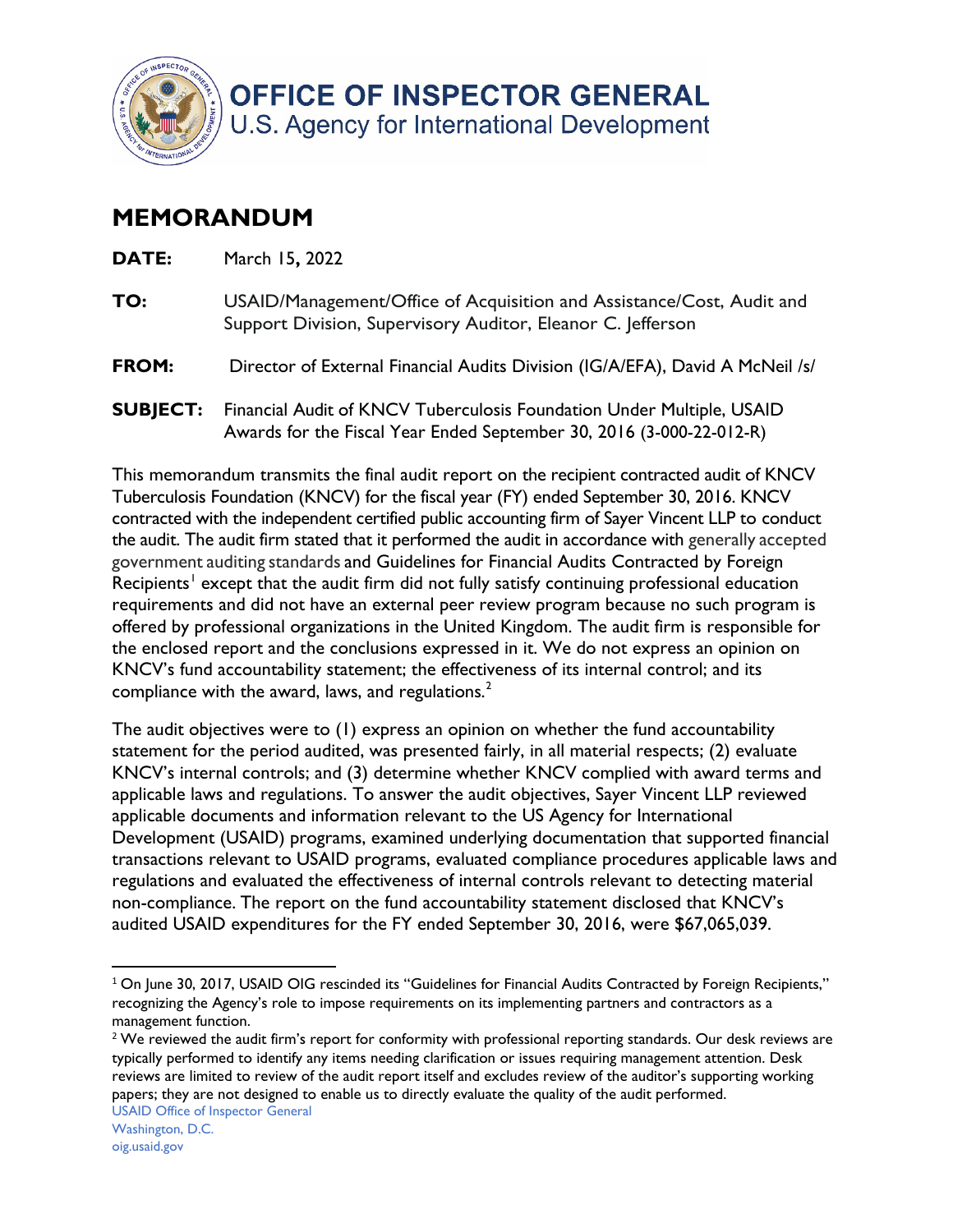# OFFICE OF INSPECTOR GENERAL
U.S. Agency for International Development

## MEMORANDUM

**DATE:** March 15, 2022

**TO:** USAID/Management/Office of Acquisition and Assistance/Cost, Audit and Support Division, Supervisory Auditor, Eleanor C. Jefferson

**FROM:** Director of External Financial Audits Division (IG/A/EFA), David A McNeil /s/

**SUBJECT:** Financial Audit of KNCV Tuberculosis Foundation Under Multiple, USAID Awards for the Fiscal Year Ended September 30, 2016 (3-000-22-012-R)

This memorandum transmits the final audit report on the recipient contracted audit of KNCV Tuberculosis Foundation (KNCV) for the fiscal year (FY) ended September 30, 2016. KNCV contracted with the independent certified public accounting firm of Sayer Vincent LLP to conduct the audit. The audit firm stated that it performed the audit in accordance with generally accepted government auditing standards and Guidelines for Financial Audits Contracted by Foreign Recipients[1] except that the audit firm did not fully satisfy continuing professional education requirements and did not have an external peer review program because no such program is offered by professional organizations in the United Kingdom. The audit firm is responsible for the enclosed report and the conclusions expressed in it. We do not express an opinion on KNCV's fund accountability statement; the effectiveness of its internal control; and its compliance with the award, laws, and regulations.[2]

The audit objectives were to (1) express an opinion on whether the fund accountability statement for the period audited, was presented fairly, in all material respects; (2) evaluate KNCV's internal controls; and (3) determine whether KNCV complied with award terms and applicable laws and regulations. To answer the audit objectives, Sayer Vincent LLP reviewed applicable documents and information relevant to the US Agency for International Development (USAID) programs, examined underlying documentation that supported financial transactions relevant to USAID programs, evaluated compliance procedures applicable laws and regulations and evaluated the effectiveness of internal controls relevant to detecting material non-compliance. The report on the fund accountability statement disclosed that KNCV's audited USAID expenditures for the FY ended September 30, 2016, were $67,065,039.

---

[1] On June 30, 2017, USAID OIG rescinded its "Guidelines for Financial Audits Contracted by Foreign Recipients," recognizing the Agency's role to impose requirements on its implementing partners and contractors as a management function.

[2] We reviewed the audit firm's report for conformity with professional reporting standards. Our desk reviews are typically performed to identify any items needing clarification or issues requiring management attention. Desk reviews are limited to review of the audit report itself and excludes review of the auditor's supporting working papers; they are not designed to enable us to directly evaluate the quality of the audit performed.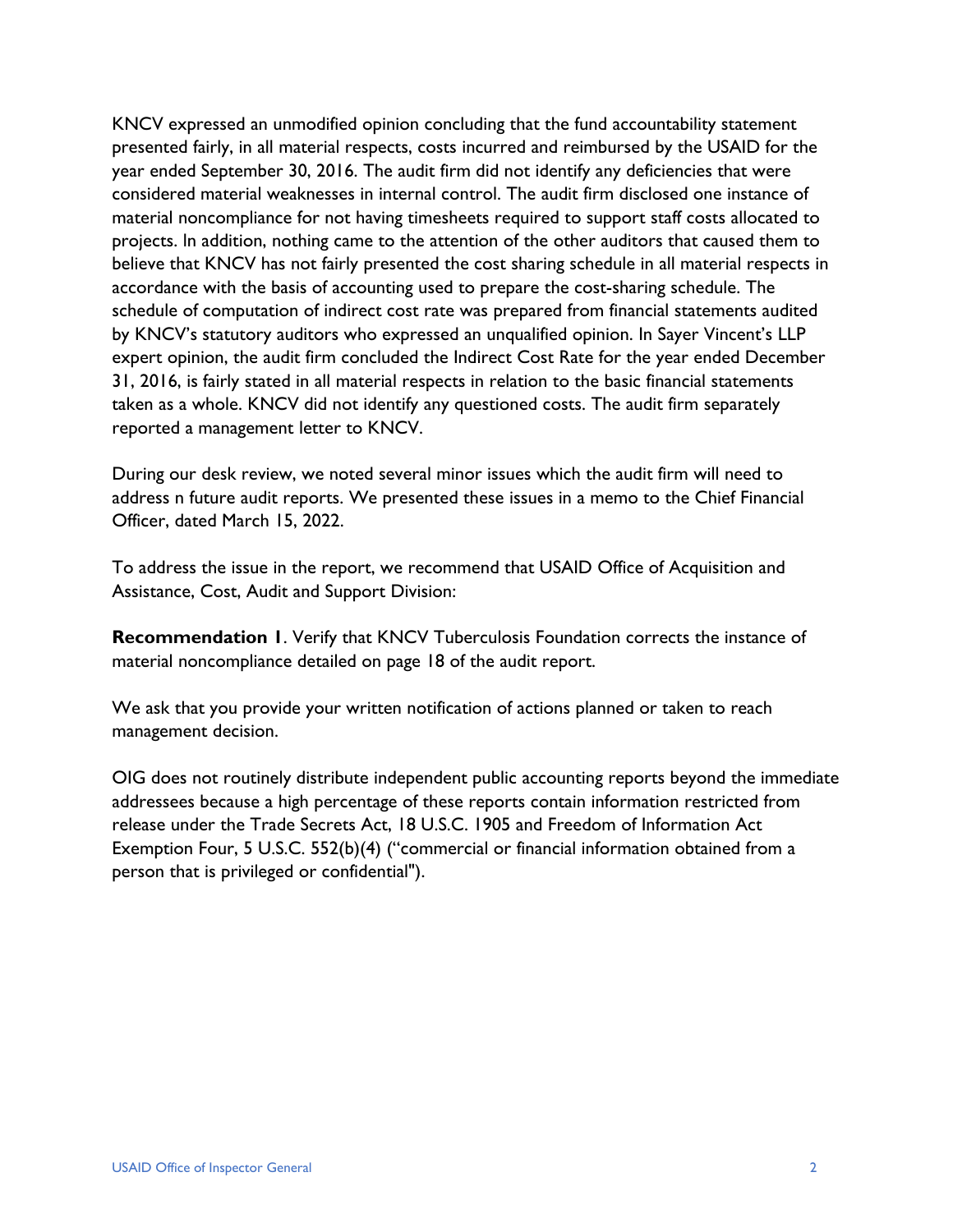KNCV expressed an unmodified opinion concluding that the fund accountability statement presented fairly, in all material respects, costs incurred and reimbursed by the USAID for the year ended September 30, 2016. The audit firm did not identify any deficiencies that were considered material weaknesses in internal control. The audit firm disclosed one instance of material noncompliance for not having timesheets required to support staff costs allocated to projects. In addition, nothing came to the attention of the other auditors that caused them to believe that KNCV has not fairly presented the cost sharing schedule in all material respects in accordance with the basis of accounting used to prepare the cost-sharing schedule. The schedule of computation of indirect cost rate was prepared from financial statements audited by KNCV's statutory auditors who expressed an unqualified opinion. In Sayer Vincent's LLP expert opinion, the audit firm concluded the Indirect Cost Rate for the year ended December 31, 2016, is fairly stated in all material respects in relation to the basic financial statements taken as a whole. KNCV did not identify any questioned costs. The audit firm separately reported a management letter to KNCV.

During our desk review, we noted several minor issues which the audit firm will need to address n future audit reports. We presented these issues in a memo to the Chief Financial Officer, dated March 15, 2022.

To address the issue in the report, we recommend that USAID Office of Acquisition and Assistance, Cost, Audit and Support Division:

**Recommendation 1**. Verify that KNCV Tuberculosis Foundation corrects the instance of material noncompliance detailed on page 18 of the audit report.

We ask that you provide your written notification of actions planned or taken to reach management decision.

OIG does not routinely distribute independent public accounting reports beyond the immediate addressees because a high percentage of these reports contain information restricted from release under the Trade Secrets Act, 18 U.S.C. 1905 and Freedom of Information Act Exemption Four, 5 U.S.C. 552(b)(4) ("commercial or financial information obtained from a person that is privileged or confidential").